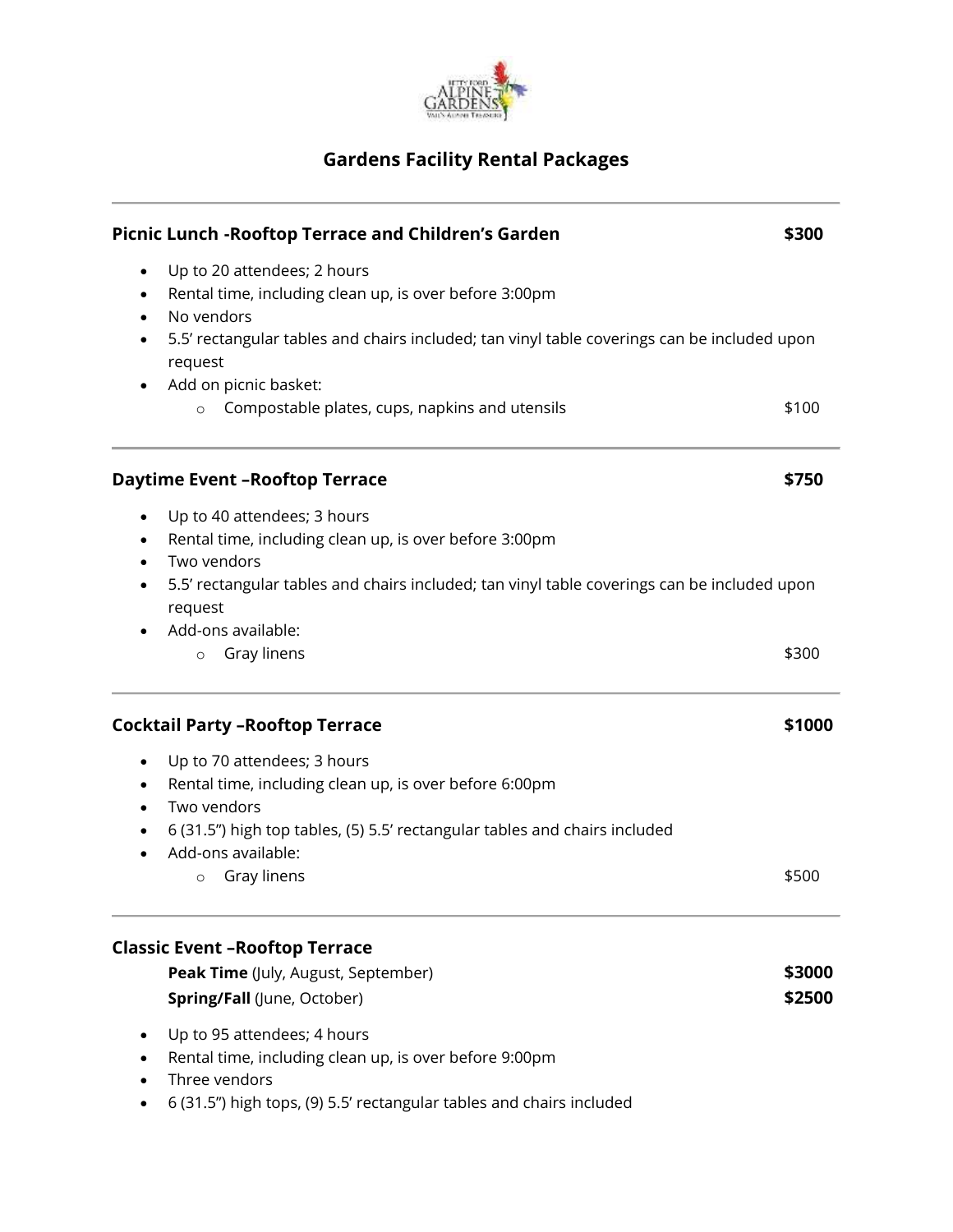# Gardens Facility Rental Packages

---

### Picnic Lunch -Rooftop Terrace and Children's Garden — $300

- Up to 20 attendees; 2 hours
- Rental time, including clean up, is over before 3:00pm
- No vendors
- 5.5' rectangular tables and chairs included; tan vinyl table coverings can be included upon request
- Add on picnic basket:
  - Compostable plates, cups, napkins and utensils — $100

---

### Daytime Event –Rooftop Terrace — $750

- Up to 40 attendees; 3 hours
- Rental time, including clean up, is over before 3:00pm
- Two vendors
- 5.5' rectangular tables and chairs included; tan vinyl table coverings can be included upon request
- Add-ons available:
  - Gray linens — $300

---

### Cocktail Party –Rooftop Terrace — $1000

- Up to 70 attendees; 3 hours
- Rental time, including clean up, is over before 6:00pm
- Two vendors
- 6 (31.5") high top tables, (5) 5.5' rectangular tables and chairs included
- Add-ons available:
  - Gray linens — $500

---

### Classic Event –Rooftop Terrace

**Peak Time** (July, August, September) — **$3000**

**Spring/Fall** (June, October) — **$2500**

- Up to 95 attendees; 4 hours
- Rental time, including clean up, is over before 9:00pm
- Three vendors
- 6 (31.5") high tops, (9) 5.5' rectangular tables and chairs included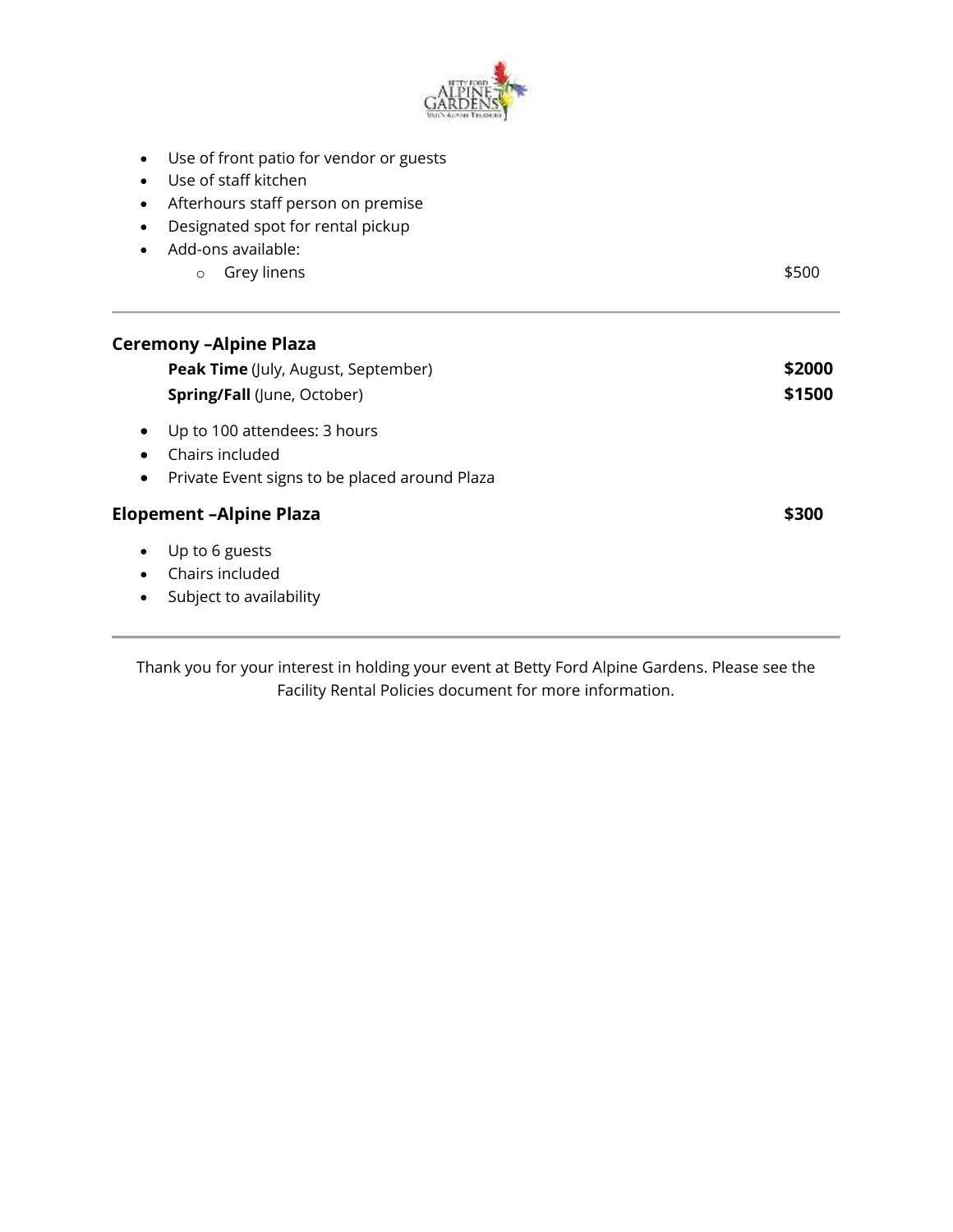- Use of front patio for vendor or guests
- Use of staff kitchen
- Afterhours staff person on premise
- Designated spot for rental pickup
- Add-ons available:
  - Grey linens — $500

---

**Ceremony –Alpine Plaza**

**Peak Time** (July, August, September) — **$2000**

**Spring/Fall** (June, October) — **$1500**

- Up to 100 attendees: 3 hours
- Chairs included
- Private Event signs to be placed around Plaza

**Elopement –Alpine Plaza** — **$300**

- Up to 6 guests
- Chairs included
- Subject to availability

---

Thank you for your interest in holding your event at Betty Ford Alpine Gardens. Please see the Facility Rental Policies document for more information.